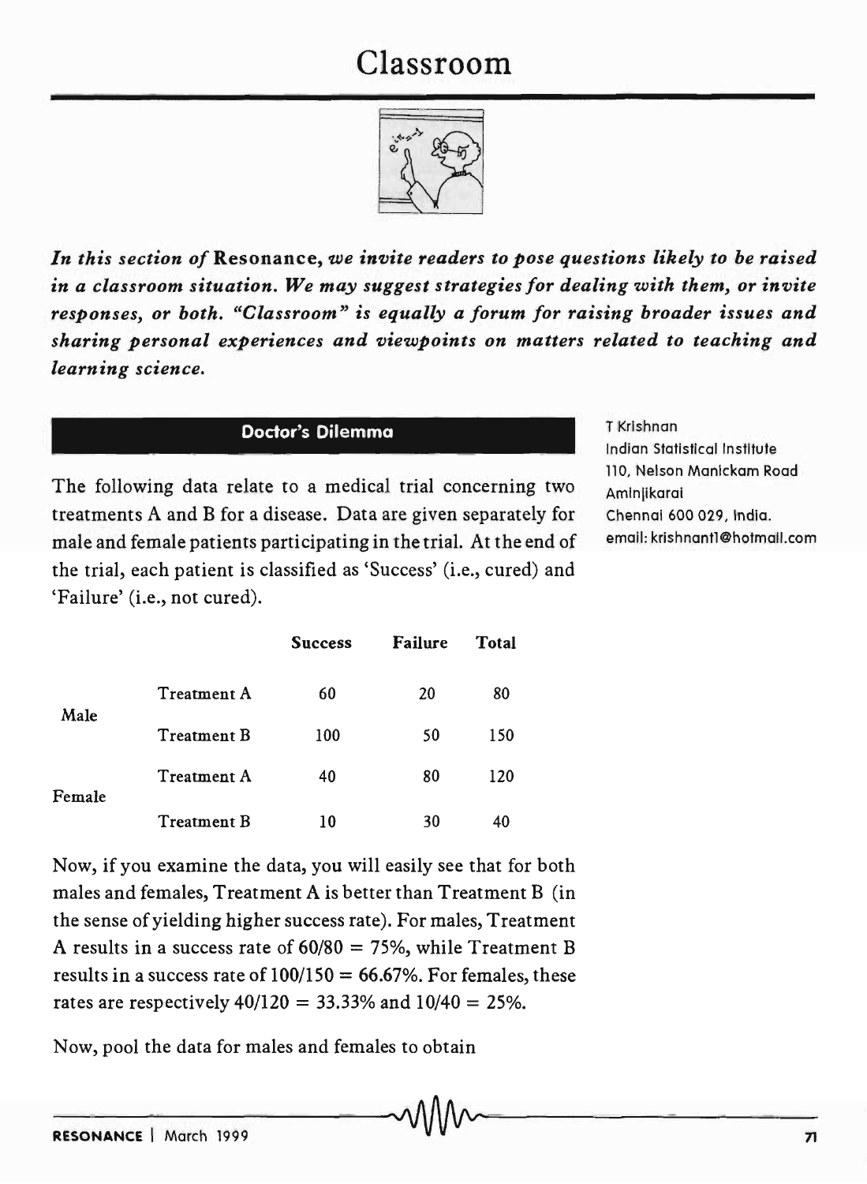# Classroom

*In this section of* **Resonance**, *we invite readers to pose questions likely to be raised in a classroom situation. We may suggest strategies for dealing with them, or invite responses, or both. "Classroom" is equally a forum for raising broader issues and sharing personal experiences and viewpoints on matters related to teaching and learning science.*

## Doctor's Dilemma

T Krishnan
Indian Statistical Institute
110, Nelson Manickam Road
Aminjikarai
Chennai 600 029, India.
email: krishnant1@hotmail.com

The following data relate to a medical trial concerning two treatments A and B for a disease. Data are given separately for male and female patients participating in the trial. At the end of the trial, each patient is classified as 'Success' (i.e., cured) and 'Failure' (i.e., not cured).

| | | Success | Failure | Total |
|---|---|---|---|---|
| Male | Treatment A | 60 | 20 | 80 |
| | Treatment B | 100 | 50 | 150 |
| Female | Treatment A | 40 | 80 | 120 |
| | Treatment B | 10 | 30 | 40 |

Now, if you examine the data, you will easily see that for both males and females, Treatment A is better than Treatment B (in the sense of yielding higher success rate). For males, Treatment A results in a success rate of $60/80 = 75\%$, while Treatment B results in a success rate of $100/150 = 66.67\%$. For females, these rates are respectively $40/120 = 33.33\%$ and $10/40 = 25\%$.

Now, pool the data for males and females to obtain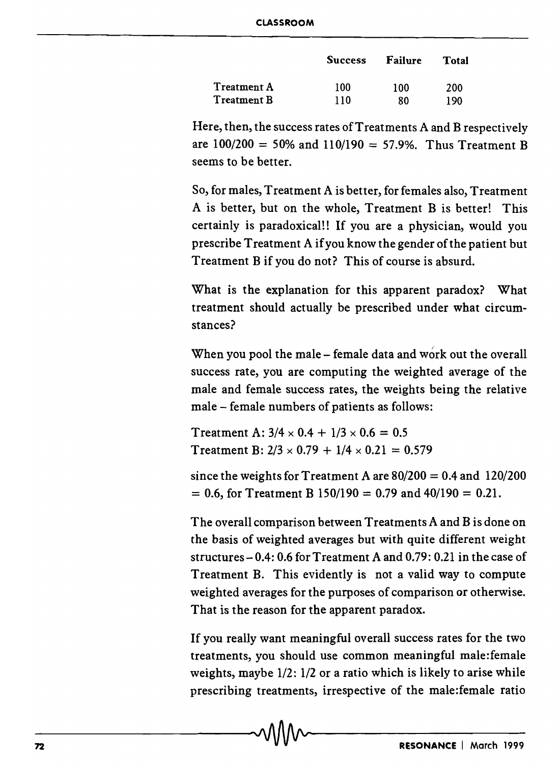|  | Success | Failure | Total |
| --- | --- | --- | --- |
| Treatment A | 100 | 100 | 200 |
| Treatment B | 110 | 80 | 190 |

Here, then, the success rates of Treatments A and B respectively are $100/200 = 50\%$ and $110/190 = 57.9\%$. Thus Treatment B seems to be better.

So, for males, Treatment A is better, for females also, Treatment A is better, but on the whole, Treatment B is better! This certainly is paradoxical!! If you are a physician, would you prescribe Treatment A if you know the gender of the patient but Treatment B if you do not? This of course is absurd.

What is the explanation for this apparent paradox? What treatment should actually be prescribed under what circumstances?

When you pool the male – female data and work out the overall success rate, you are computing the weighted average of the male and female success rates, the weights being the relative male – female numbers of patients as follows:

Treatment A: $3/4 \times 0.4 + 1/3 \times 0.6 = 0.5$
Treatment B: $2/3 \times 0.79 + 1/4 \times 0.21 = 0.579$

since the weights for Treatment A are $80/200 = 0.4$ and $120/200 = 0.6$, for Treatment B $150/190 = 0.79$ and $40/190 = 0.21$.

The overall comparison between Treatments A and B is done on the basis of weighted averages but with quite different weight structures – 0.4: 0.6 for Treatment A and 0.79: 0.21 in the case of Treatment B. This evidently is not a valid way to compute weighted averages for the purposes of comparison or otherwise. That is the reason for the apparent paradox.

If you really want meaningful overall success rates for the two treatments, you should use common meaningful male:female weights, maybe 1/2: 1/2 or a ratio which is likely to arise while prescribing treatments, irrespective of the male:female ratio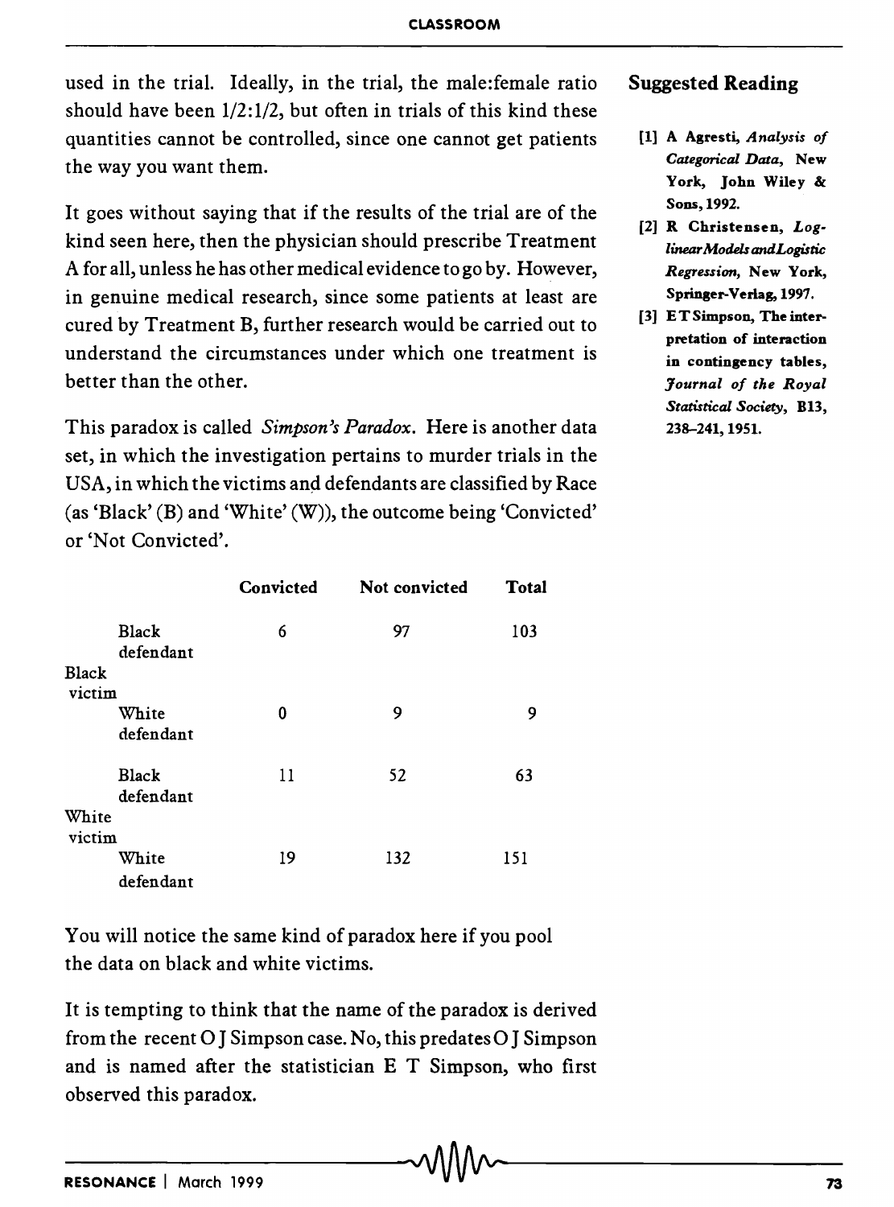used in the trial. Ideally, in the trial, the male:female ratio should have been 1/2:1/2, but often in trials of this kind these quantities cannot be controlled, since one cannot get patients the way you want them.

It goes without saying that if the results of the trial are of the kind seen here, then the physician should prescribe Treatment A for all, unless he has other medical evidence to go by. However, in genuine medical research, since some patients at least are cured by Treatment B, further research would be carried out to understand the circumstances under which one treatment is better than the other.

This paradox is called *Simpson's Paradox*. Here is another data set, in which the investigation pertains to murder trials in the USA, in which the victims and defendants are classified by Race (as 'Black' (B) and 'White' (W)), the outcome being 'Convicted' or 'Not Convicted'.

| | | Convicted | Not convicted | Total |
|---|---|---|---|---|
| Black victim | Black defendant | 6 | 97 | 103 |
| | White defendant | 0 | 9 | 9 |
| White victim | Black defendant | 11 | 52 | 63 |
| | White defendant | 19 | 132 | 151 |

You will notice the same kind of paradox here if you pool the data on black and white victims.

It is tempting to think that the name of the paradox is derived from the recent O J Simpson case. No, this predates O J Simpson and is named after the statistician E T Simpson, who first observed this paradox.

## Suggested Reading

[1] A Agresti, *Analysis of Categorical Data*, New York, John Wiley & Sons, 1992.

[2] R Christensen, *Log-linear Models and Logistic Regression*, New York, Springer-Verlag, 1997.

[3] E T Simpson, The interpretation of interaction in contingency tables, *Journal of the Royal Statistical Society*, B13, 238–241, 1951.